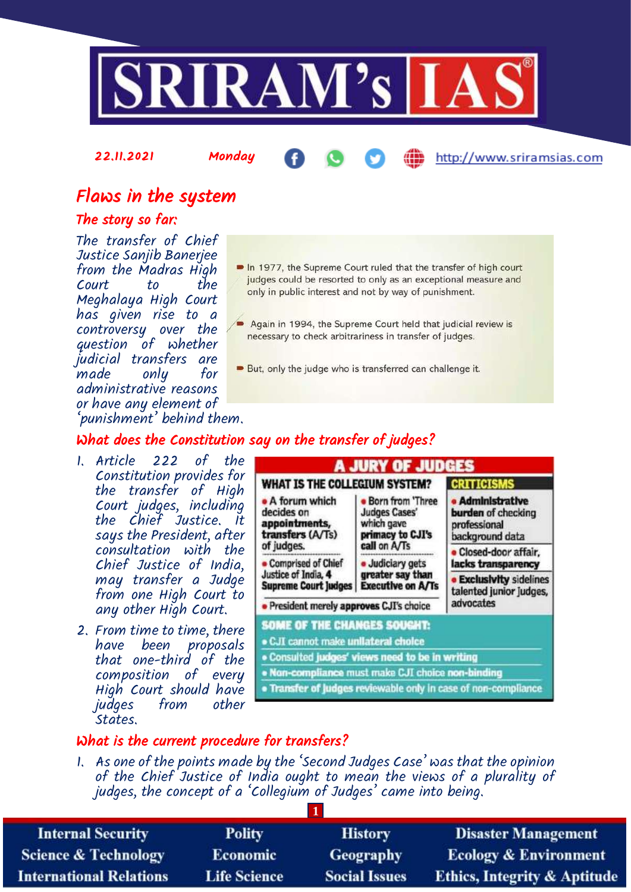22.11.2021 Monday http://www.sriramsias.com

# Flaws in the system

## The story so far:

The transfer of Chief Justice Sanjib Banerjee from the Madras High Court to the Meghalaya High Court has given rise to a controversy over the question of whether judicial transfers are made only for administrative reasons or have any element of 'punishment' behind them.

- In 1977, the Supreme Court ruled that the transfer of high court judges could be resorted to only as an exceptional measure and only in public interest and not by way of punishment.
- Again in 1994, the Supreme Court held that judicial review is necessary to check arbitrariness in transfer of judges.
- But, only the judge who is transferred can challenge it.

## What does the Constitution say on the transfer of judges?

1. Article 222 of the Constitution provides for the transfer of High Court judges, including the Chief Justice. It says the President, after consultation with the Chief Justice of India, may transfer a Judge from one High Court to any other High Court.
2. From time to time, there have been proposals that one-third of the composition of every High Court should have judges from other States.

**A JURY OF JUDGES**

**WHAT IS THE COLLEGIUM SYSTEM?**

- A forum which decides on **appointments, transfers (A/Ts)** of judges.
- Born from 'Three Judges Cases' which gave **primacy to CJI's call** on A/Ts
- Comprised of Chief Justice of India, **4 Supreme Court Judges**
- Judiciary gets **greater say** than **Executive on A/Ts**
- President merely **approves** CJI's choice

**CRITICISMS**

- **Administrative burden** of checking professional background data
- Closed-door affair, **lacks transparency**
- **Exclusivity** sidelines talented junior judges, advocates

**SOME OF THE CHANGES SOUGHT:**

- CJI cannot make **unilateral choice**
- Consulted **judges' views need to be in writing**
- **Non-compliance** must make CJI choice **non-binding**
- **Transfer of judges reviewable only in case of non-compliance**

## What is the current procedure for transfers?

1. As one of the points made by the 'Second Judges Case' was that the opinion of the Chief Justice of India ought to mean the views of a plurality of judges, the concept of a 'Collegium of Judges' came into being.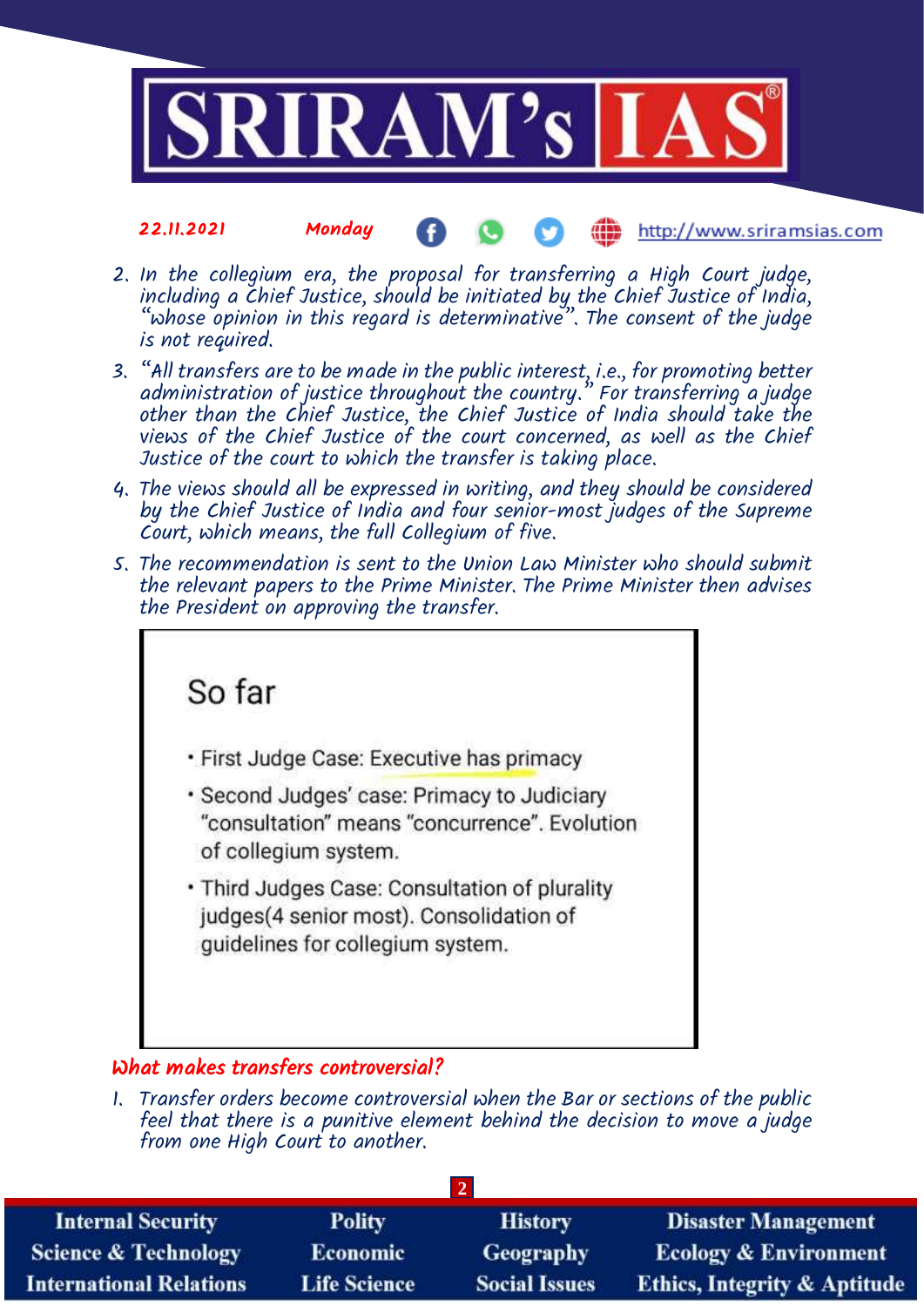2. In the collegium era, the proposal for transferring a High Court judge, including a Chief Justice, should be initiated by the Chief Justice of India, "whose opinion in this regard is determinative". The consent of the judge is not required.
3. "All transfers are to be made in the public interest, i.e., for promoting better administration of justice throughout the country." For transferring a judge other than the Chief Justice, the Chief Justice of India should take the views of the Chief Justice of the court concerned, as well as the Chief Justice of the court to which the transfer is taking place.
4. The views should all be expressed in writing, and they should be considered by the Chief Justice of India and four senior-most judges of the Supreme Court, which means, the full Collegium of five.
5. The recommendation is sent to the Union Law Minister who should submit the relevant papers to the Prime Minister. The Prime Minister then advises the President on approving the transfer.

### So far

- First Judge Case: Executive has primacy
- Second Judges' case: Primacy to Judiciary "consultation" means "concurrence". Evolution of collegium system.
- Third Judges Case: Consultation of plurality judges(4 senior most). Consolidation of guidelines for collegium system.

### What makes transfers controversial?

1. Transfer orders become controversial when the Bar or sections of the public feel that there is a punitive element behind the decision to move a judge from one High Court to another.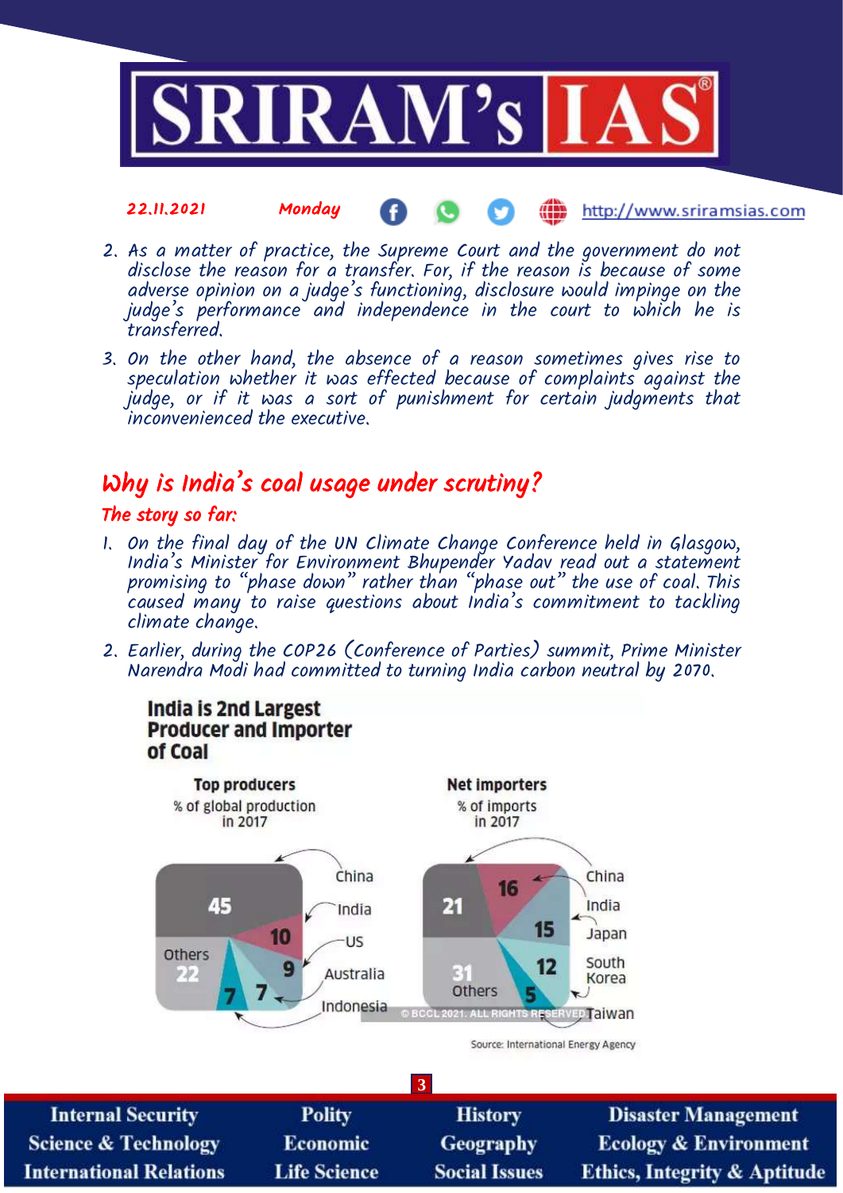2. As a matter of practice, the Supreme Court and the government do not disclose the reason for a transfer. For, if the reason is because of some adverse opinion on a judge's functioning, disclosure would impinge on the judge's performance and independence in the court to which he is transferred.
3. On the other hand, the absence of a reason sometimes gives rise to speculation whether it was effected because of complaints against the judge, or if it was a sort of punishment for certain judgments that inconvenienced the executive.

## Why is India's coal usage under scrutiny?

### The story so far:

1. On the final day of the UN Climate Change Conference held in Glasgow, India's Minister for Environment Bhupender Yadav read out a statement promising to "phase down" rather than "phase out" the use of coal. This caused many to raise questions about India's commitment to tackling climate change.
2. Earlier, during the COP26 (Conference of Parties) summit, Prime Minister Narendra Modi had committed to turning India carbon neutral by 2070.

**India is 2nd Largest Producer and Importer of Coal**

**Top producers** (% of global production in 2017)

| Country | % |
|---|---|
| China | 45 |
| India | 10 |
| US | 9 |
| Australia | 7 |
| Indonesia | 7 |
| Others | 22 |

**Net importers** (% of imports in 2017)

| Country | % |
|---|---|
| China | 21 |
| India | 16 |
| Japan | 15 |
| South Korea | 12 |
| Taiwan | 5 |
| Others | 31 |

© BCCL 2021. ALL RIGHTS RESERVED.

Source: International Energy Agency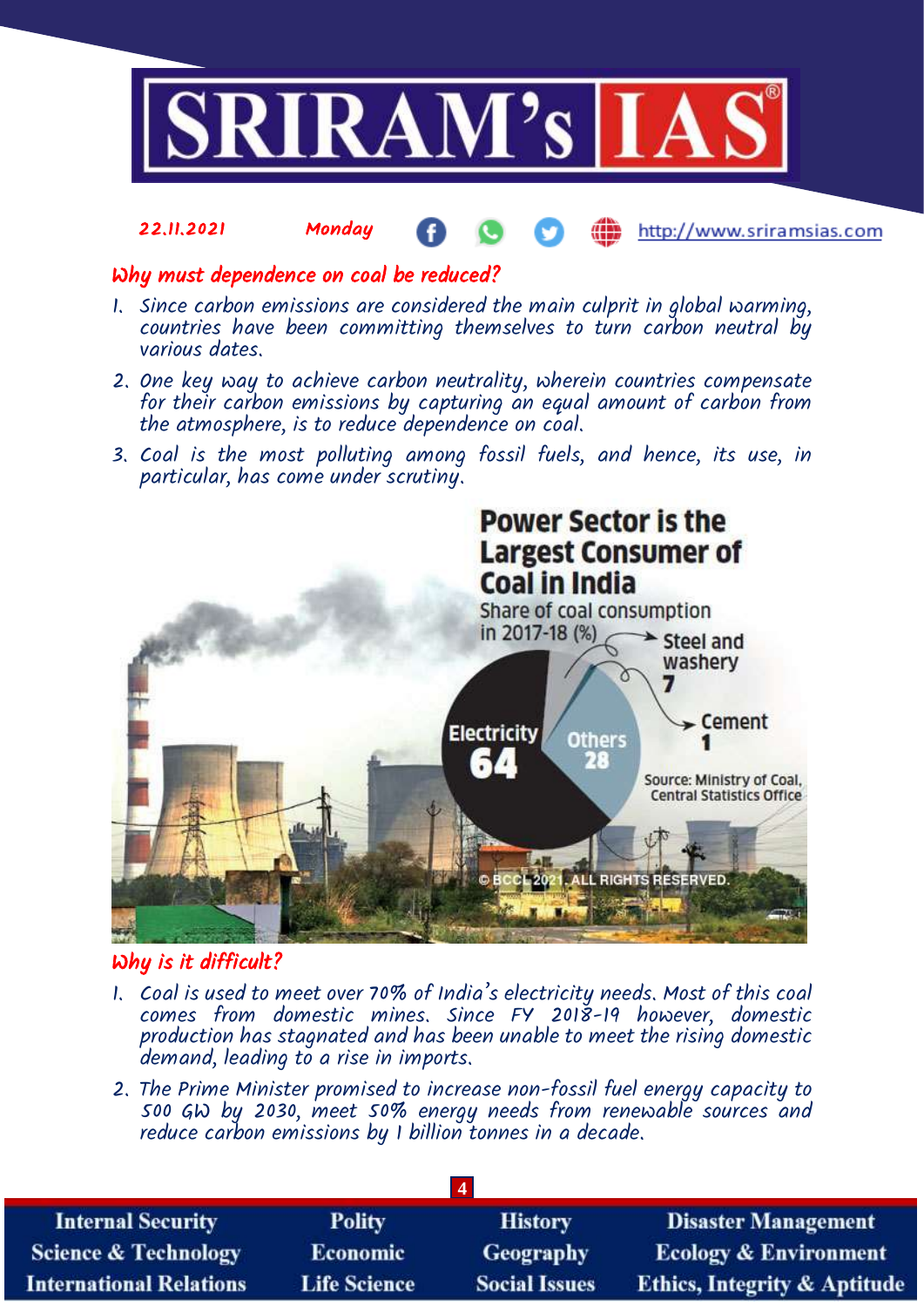## Why must dependence on coal be reduced?

1. Since carbon emissions are considered the main culprit in global warming, countries have been committing themselves to turn carbon neutral by various dates.
2. One key way to achieve carbon neutrality, wherein countries compensate for their carbon emissions by capturing an equal amount of carbon from the atmosphere, is to reduce dependence on coal.
3. Coal is the most polluting among fossil fuels, and hence, its use, in particular, has come under scrutiny.

**Power Sector is the Largest Consumer of Coal in India**

Share of coal consumption in 2017-18 (%)

| Sector | Share (%) |
|---|---|
| Electricity | 64 |
| Others | 28 |
| Steel and washery | 7 |
| Cement | 1 |

Source: Ministry of Coal, Central Statistics Office

© BCCL 2021. ALL RIGHTS RESERVED.

## Why is it difficult?

1. Coal is used to meet over 70% of India's electricity needs. Most of this coal comes from domestic mines. Since FY 2018-19 however, domestic production has stagnated and has been unable to meet the rising domestic demand, leading to a rise in imports.
2. The Prime Minister promised to increase non-fossil fuel energy capacity to 500 GW by 2030, meet 50% energy needs from renewable sources and reduce carbon emissions by 1 billion tonnes in a decade.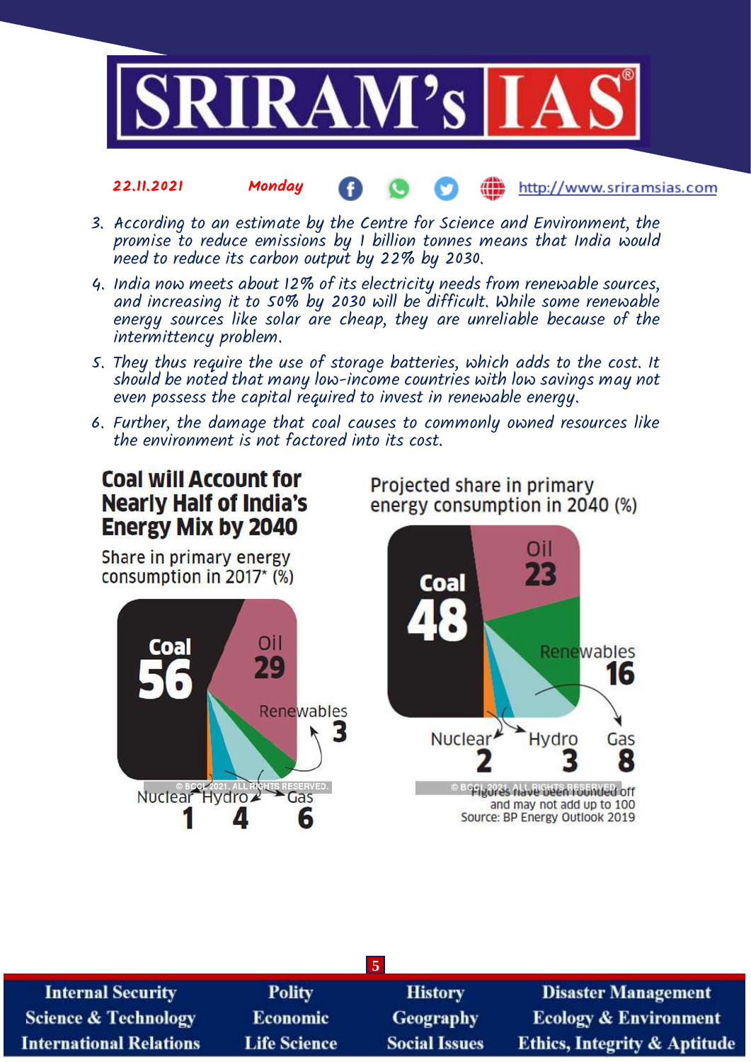3. According to an estimate by the Centre for Science and Environment, the promise to reduce emissions by 1 billion tonnes means that India would need to reduce its carbon output by 22% by 2030.
4. India now meets about 12% of its electricity needs from renewable sources, and increasing it to 50% by 2030 will be difficult. While some renewable energy sources like solar are cheap, they are unreliable because of the intermittency problem.
5. They thus require the use of storage batteries, which adds to the cost. It should be noted that many low-income countries with low savings may not even possess the capital required to invest in renewable energy.
6. Further, the damage that coal causes to commonly owned resources like the environment is not factored into its cost.

**Coal will Account for Nearly Half of India's Energy Mix by 2040**

Share in primary energy consumption in 2017* (%)

| Source | Share (%) |
|---|---|
| Coal | 56 |
| Oil | 29 |
| Renewables | 3 |
| Nuclear | 1 |
| Hydro | 4 |
| Gas | 6 |

Projected share in primary energy consumption in 2040 (%)

| Source | Share (%) |
|---|---|
| Coal | 48 |
| Oil | 23 |
| Renewables | 16 |
| Nuclear | 2 |
| Hydro | 3 |
| Gas | 8 |

*Figures have been rounded off and may not add up to 100

Source: BP Energy Outlook 2019

© BCCL 2021. ALL RIGHTS RESERVED.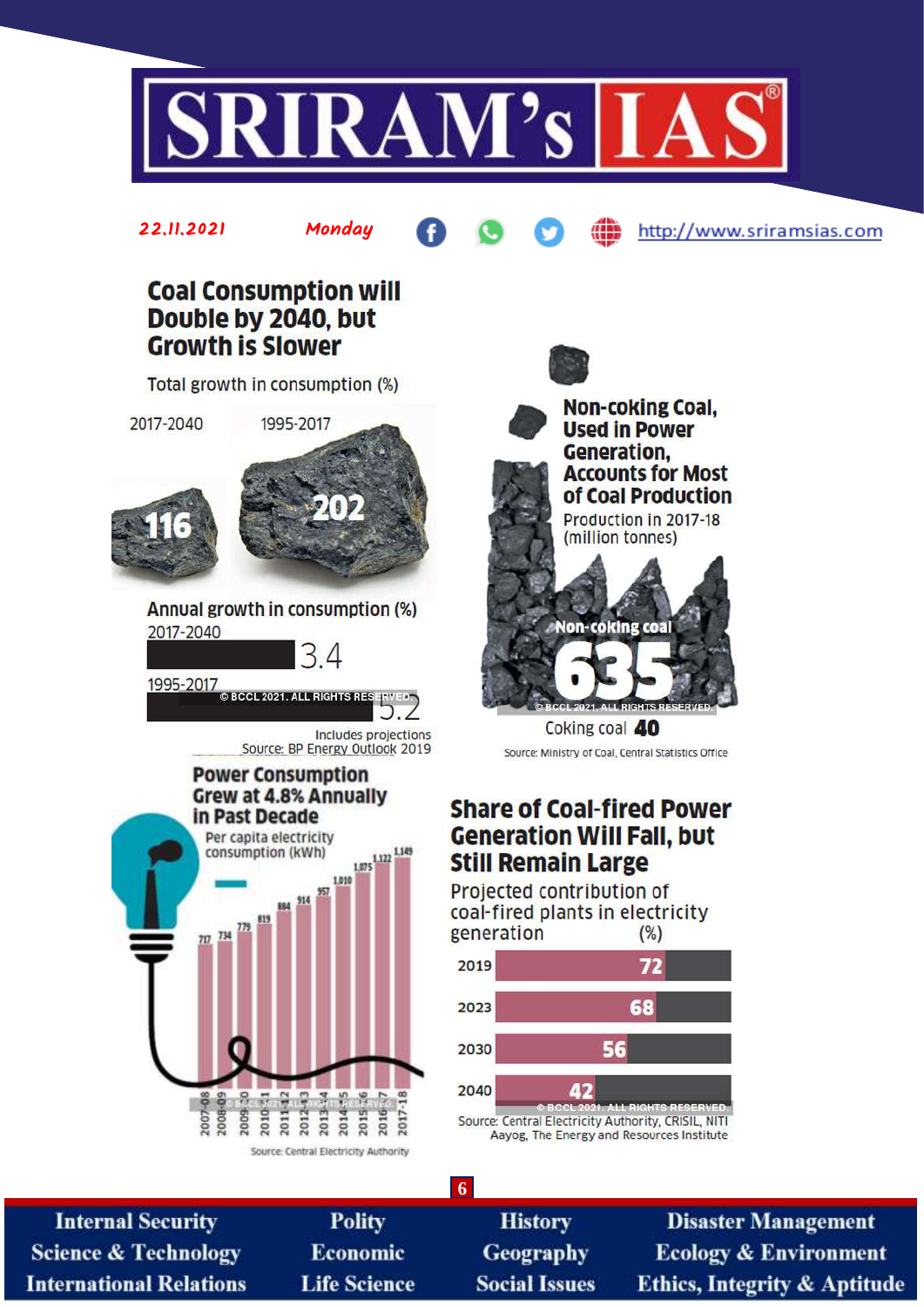## Coal Consumption will Double by 2040, but Growth is Slower

Total growth in consumption (%)

| 2017-2040 | 1995-2017 |
|---|---|
| 116 | 202 |

Annual growth in consumption (%)

| Period | % |
|---|---|
| 2017-2040 | 3.4 |
| 1995-2017 | 5.2 |

Includes projections

Source: BP Energy Outlook 2019

## Non-coking Coal, Used in Power Generation, Accounts for Most of Coal Production

Production in 2017-18 (million tonnes)

| Type | Production |
|---|---|
| Non-coking coal | 635 |
| Coking coal | 40 |

Source: Ministry of Coal, Central Statistics Office

## Power Consumption Grew at 4.8% Annually in Past Decade

Per capita electricity consumption (kWh)

| Year | kWh |
|---|---|
| 2007-08 | 717 |
| 2008-09 | 734 |
| 2009-10 | 779 |
| 2010-11 | 819 |
| 2011-12 | 884 |
| 2012-13 | 914 |
| 2013-14 | 957 |
| 2014-15 | 1,010 |
| 2015-16 | 1,075 |
| 2016-17 | 1,122 |
| 2017-18 | 1,149 |

Source: Central Electricity Authority

## Share of Coal-fired Power Generation Will Fall, but Still Remain Large

Projected contribution of coal-fired plants in electricity generation (%)

| Year | % |
|---|---|
| 2019 | 72 |
| 2023 | 68 |
| 2030 | 56 |
| 2040 | 42 |

Source: Central Electricity Authority, CRISIL, NITI Aayog, The Energy and Resources Institute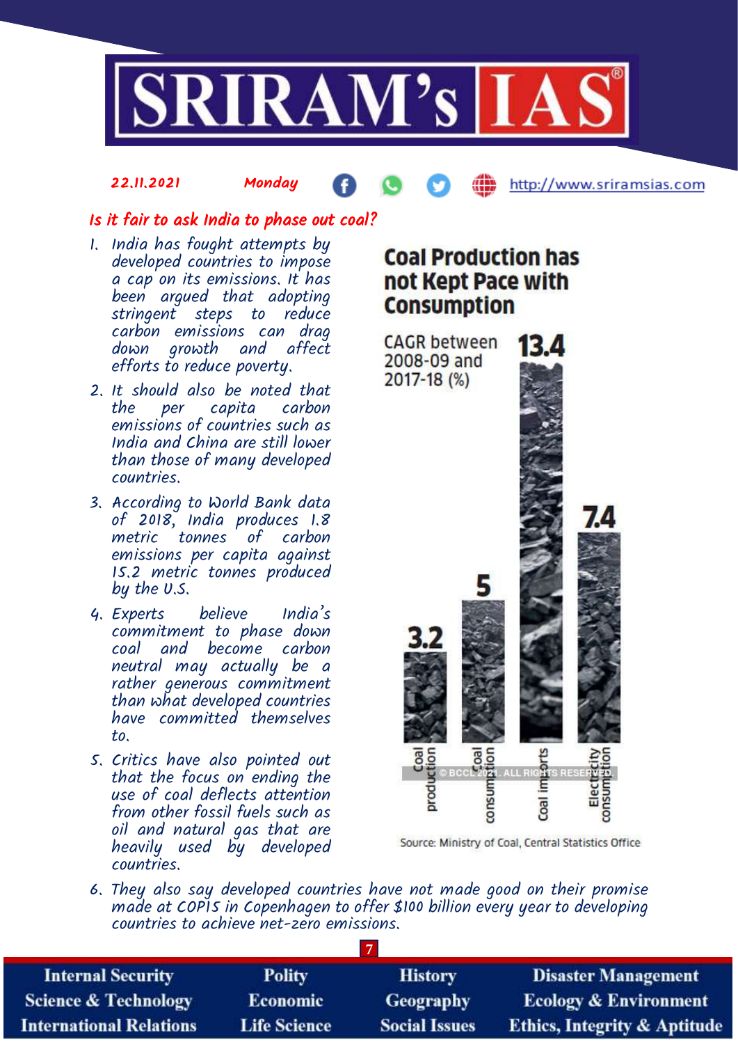## Is it fair to ask India to phase out coal?

1. India has fought attempts by developed countries to impose a cap on its emissions. It has been argued that adopting stringent steps to reduce carbon emissions can drag down growth and affect efforts to reduce poverty.
2. It should also be noted that the per capita carbon emissions of countries such as India and China are still lower than those of many developed countries.
3. According to World Bank data of 2018, India produces 1.8 metric tonnes of carbon emissions per capita against 15.2 metric tonnes produced by the U.S.
4. Experts believe India's commitment to phase down coal and become carbon neutral may actually be a rather generous commitment than what developed countries have committed themselves to.
5. Critics have also pointed out that the focus on ending the use of coal deflects attention from other fossil fuels such as oil and natural gas that are heavily used by developed countries.
6. They also say developed countries have not made good on their promise made at COP15 in Copenhagen to offer $100 billion every year to developing countries to achieve net-zero emissions.

**Coal Production has not Kept Pace with Consumption**

CAGR between 2008-09 and 2017-18 (%)

| Category | CAGR (%) |
| --- | --- |
| Coal production | 3.2 |
| Coal consumption | 5 |
| Coal imports | 13.4 |
| Electricity consumption | 7.4 |

© BCCL 2021. ALL RIGHTS RESERVED.

Source: Ministry of Coal, Central Statistics Office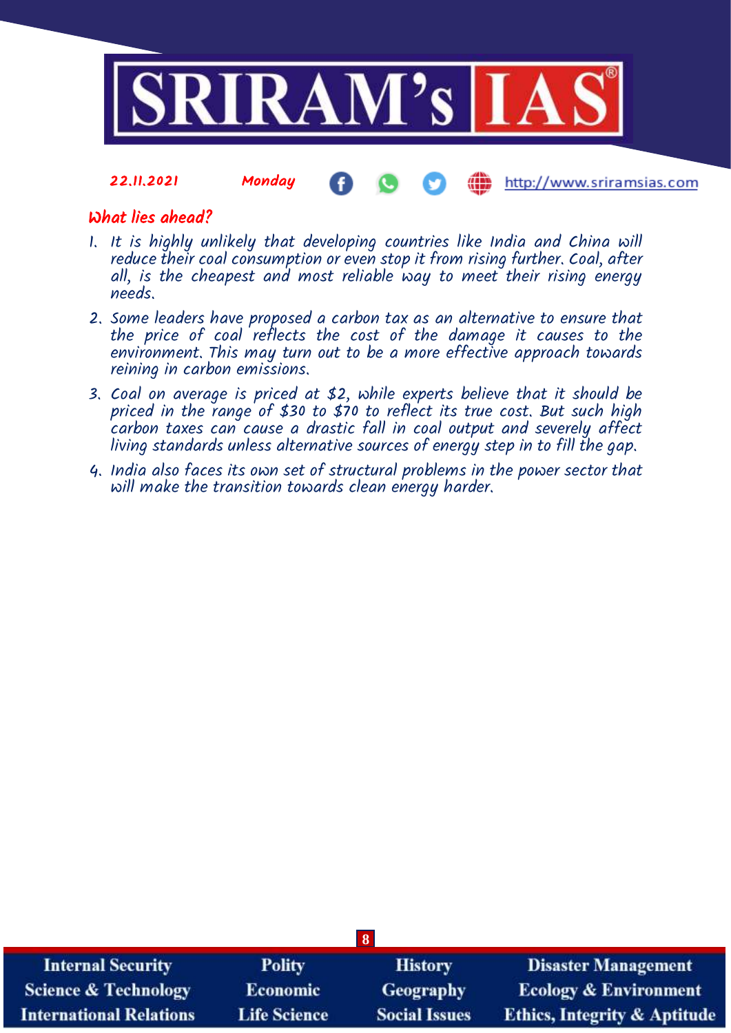## What lies ahead?

1. It is highly unlikely that developing countries like India and China will reduce their coal consumption or even stop it from rising further. Coal, after all, is the cheapest and most reliable way to meet their rising energy needs.
2. Some leaders have proposed a carbon tax as an alternative to ensure that the price of coal reflects the cost of the damage it causes to the environment. This may turn out to be a more effective approach towards reining in carbon emissions.
3. Coal on average is priced at $2, while experts believe that it should be priced in the range of $30 to $70 to reflect its true cost. But such high carbon taxes can cause a drastic fall in coal output and severely affect living standards unless alternative sources of energy step in to fill the gap.
4. India also faces its own set of structural problems in the power sector that will make the transition towards clean energy harder.